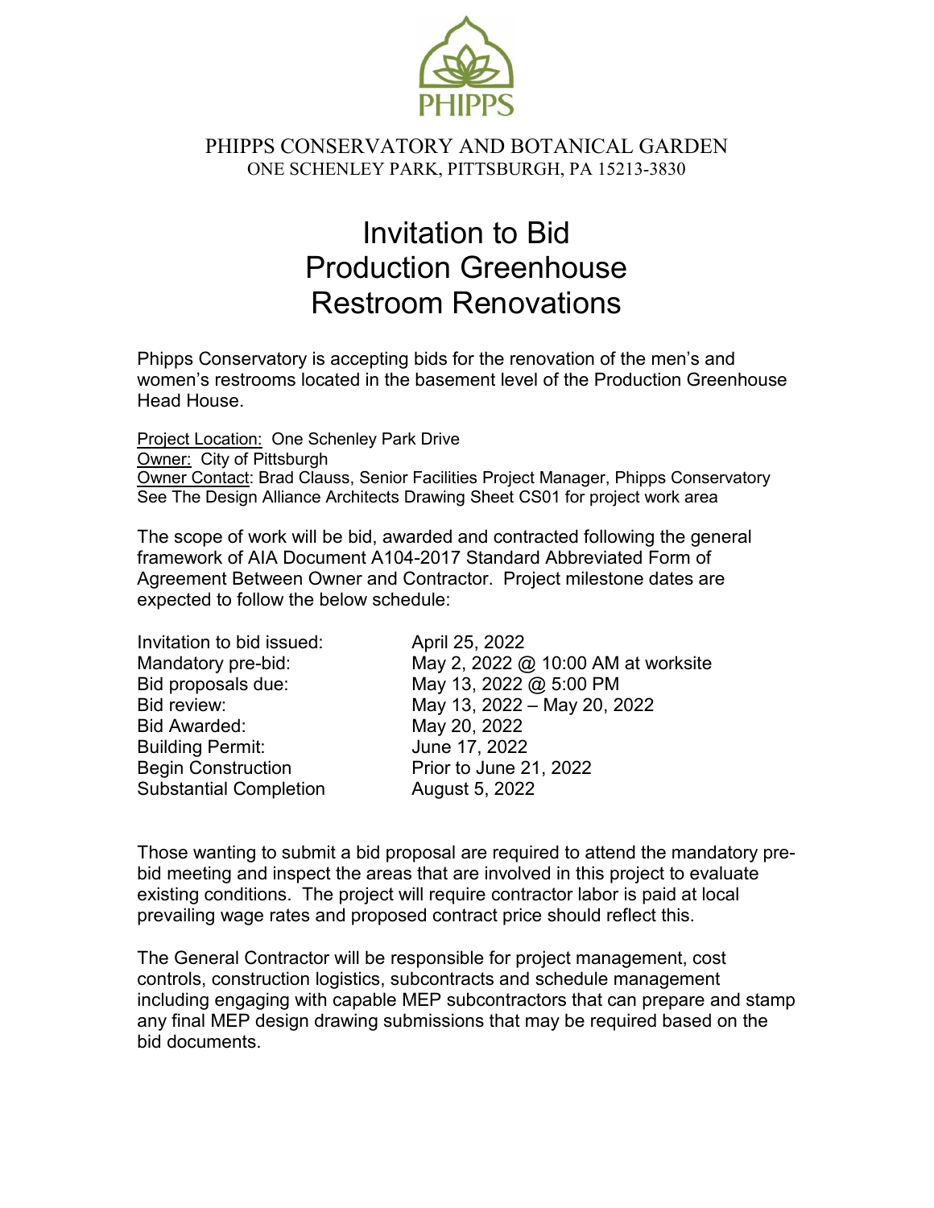PHIPPS

PHIPPS CONSERVATORY AND BOTANICAL GARDEN
ONE SCHENLEY PARK, PITTSBURGH, PA 15213-3830

# Invitation to Bid
# Production Greenhouse
# Restroom Renovations

Phipps Conservatory is accepting bids for the renovation of the men's and women's restrooms located in the basement level of the Production Greenhouse Head House.

Project Location: One Schenley Park Drive
Owner: City of Pittsburgh
Owner Contact: Brad Clauss, Senior Facilities Project Manager, Phipps Conservatory
See The Design Alliance Architects Drawing Sheet CS01 for project work area

The scope of work will be bid, awarded and contracted following the general framework of AIA Document A104-2017 Standard Abbreviated Form of Agreement Between Owner and Contractor. Project milestone dates are expected to follow the below schedule:

| | |
|---|---|
| Invitation to bid issued: | April 25, 2022 |
| Mandatory pre-bid: | May 2, 2022 @ 10:00 AM at worksite |
| Bid proposals due: | May 13, 2022 @ 5:00 PM |
| Bid review: | May 13, 2022 – May 20, 2022 |
| Bid Awarded: | May 20, 2022 |
| Building Permit: | June 17, 2022 |
| Begin Construction | Prior to June 21, 2022 |
| Substantial Completion | August 5, 2022 |

Those wanting to submit a bid proposal are required to attend the mandatory pre-bid meeting and inspect the areas that are involved in this project to evaluate existing conditions. The project will require contractor labor is paid at local prevailing wage rates and proposed contract price should reflect this.

The General Contractor will be responsible for project management, cost controls, construction logistics, subcontracts and schedule management including engaging with capable MEP subcontractors that can prepare and stamp any final MEP design drawing submissions that may be required based on the bid documents.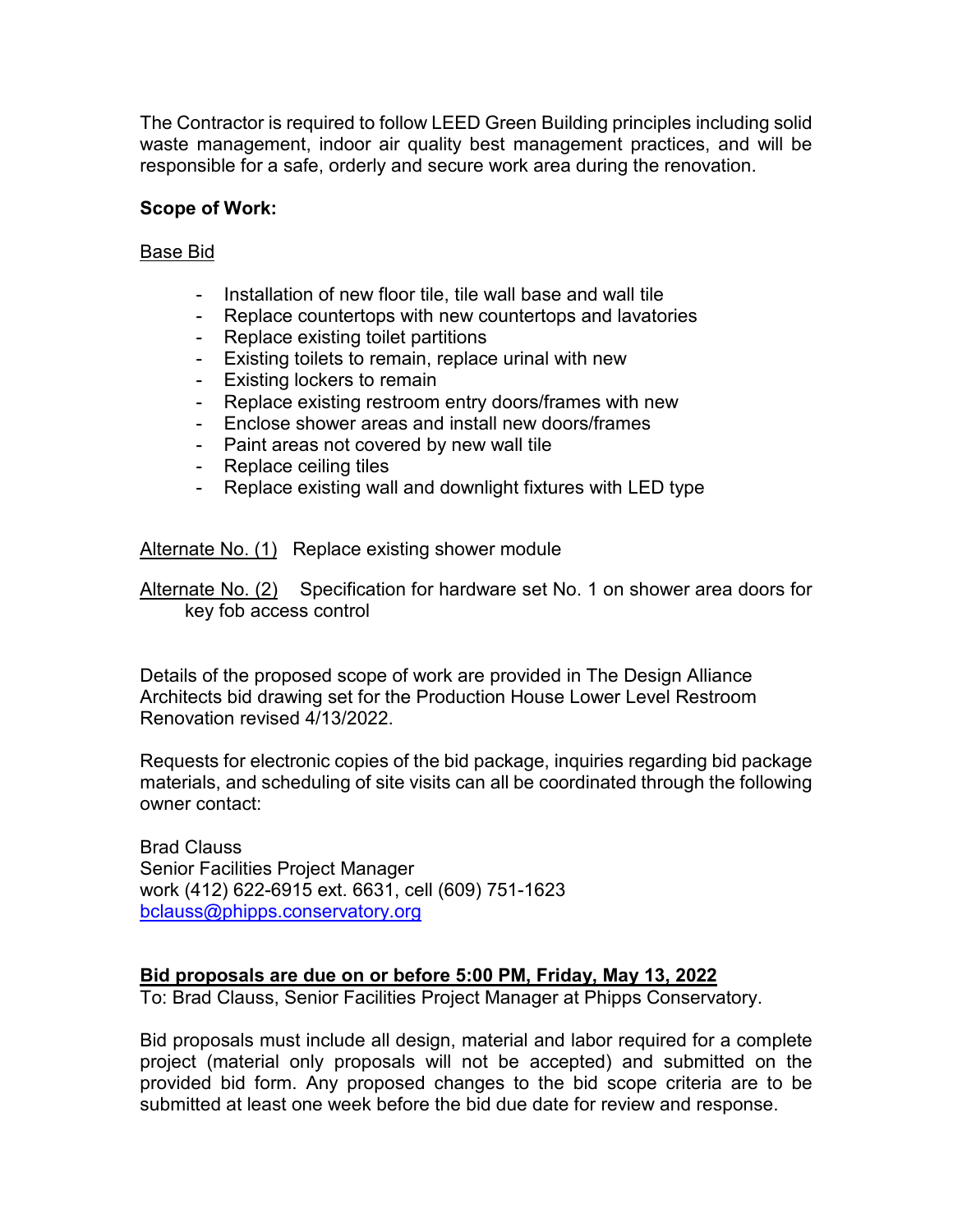The Contractor is required to follow LEED Green Building principles including solid waste management, indoor air quality best management practices, and will be responsible for a safe, orderly and secure work area during the renovation.

**Scope of Work:**

Base Bid

- Installation of new floor tile, tile wall base and wall tile
- Replace countertops with new countertops and lavatories
- Replace existing toilet partitions
- Existing toilets to remain, replace urinal with new
- Existing lockers to remain
- Replace existing restroom entry doors/frames with new
- Enclose shower areas and install new doors/frames
- Paint areas not covered by new wall tile
- Replace ceiling tiles
- Replace existing wall and downlight fixtures with LED type

Alternate No. (1) Replace existing shower module

Alternate No. (2) Specification for hardware set No. 1 on shower area doors for key fob access control

Details of the proposed scope of work are provided in The Design Alliance Architects bid drawing set for the Production House Lower Level Restroom Renovation revised 4/13/2022.

Requests for electronic copies of the bid package, inquiries regarding bid package materials, and scheduling of site visits can all be coordinated through the following owner contact:

Brad Clauss
Senior Facilities Project Manager
work (412) 622-6915 ext. 6631, cell (609) 751-1623
bclauss@phipps.conservatory.org

**Bid proposals are due on or before 5:00 PM, Friday, May 13, 2022**
To: Brad Clauss, Senior Facilities Project Manager at Phipps Conservatory.

Bid proposals must include all design, material and labor required for a complete project (material only proposals will not be accepted) and submitted on the provided bid form. Any proposed changes to the bid scope criteria are to be submitted at least one week before the bid due date for review and response.